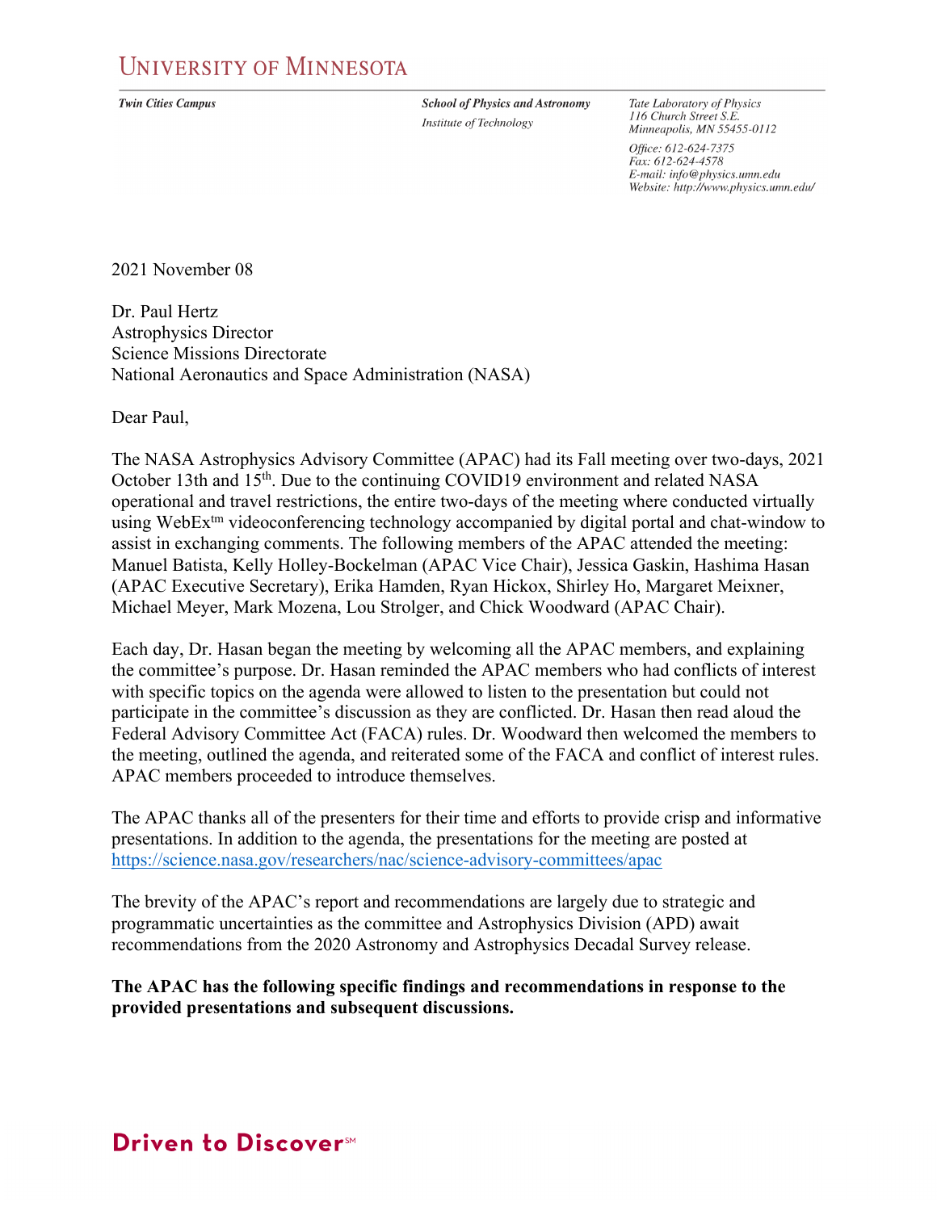# UNIVERSITY OF MINNESOTA

**Twin Cities Campus**

**School of Physics and Astronomy**
*Institute of Technology*

*Tate Laboratory of Physics*
*116 Church Street S.E.*
*Minneapolis, MN 55455-0112*

*Office: 612-624-7375*
*Fax: 612-624-4578*
*E-mail: info@physics.umn.edu*
*Website: http://www.physics.umn.edu/*

2021 November 08

Dr. Paul Hertz
Astrophysics Director
Science Missions Directorate
National Aeronautics and Space Administration (NASA)

Dear Paul,

The NASA Astrophysics Advisory Committee (APAC) had its Fall meeting over two-days, 2021 October 13th and 15th. Due to the continuing COVID19 environment and related NASA operational and travel restrictions, the entire two-days of the meeting where conducted virtually using WebExtm videoconferencing technology accompanied by digital portal and chat-window to assist in exchanging comments. The following members of the APAC attended the meeting: Manuel Batista, Kelly Holley-Bockelman (APAC Vice Chair), Jessica Gaskin, Hashima Hasan (APAC Executive Secretary), Erika Hamden, Ryan Hickox, Shirley Ho, Margaret Meixner, Michael Meyer, Mark Mozena, Lou Strolger, and Chick Woodward (APAC Chair).

Each day, Dr. Hasan began the meeting by welcoming all the APAC members, and explaining the committee's purpose. Dr. Hasan reminded the APAC members who had conflicts of interest with specific topics on the agenda were allowed to listen to the presentation but could not participate in the committee's discussion as they are conflicted. Dr. Hasan then read aloud the Federal Advisory Committee Act (FACA) rules. Dr. Woodward then welcomed the members to the meeting, outlined the agenda, and reiterated some of the FACA and conflict of interest rules. APAC members proceeded to introduce themselves.

The APAC thanks all of the presenters for their time and efforts to provide crisp and informative presentations. In addition to the agenda, the presentations for the meeting are posted at https://science.nasa.gov/researchers/nac/science-advisory-committees/apac

The brevity of the APAC's report and recommendations are largely due to strategic and programmatic uncertainties as the committee and Astrophysics Division (APD) await recommendations from the 2020 Astronomy and Astrophysics Decadal Survey release.

**The APAC has the following specific findings and recommendations in response to the provided presentations and subsequent discussions.**

**Driven to Discover**℠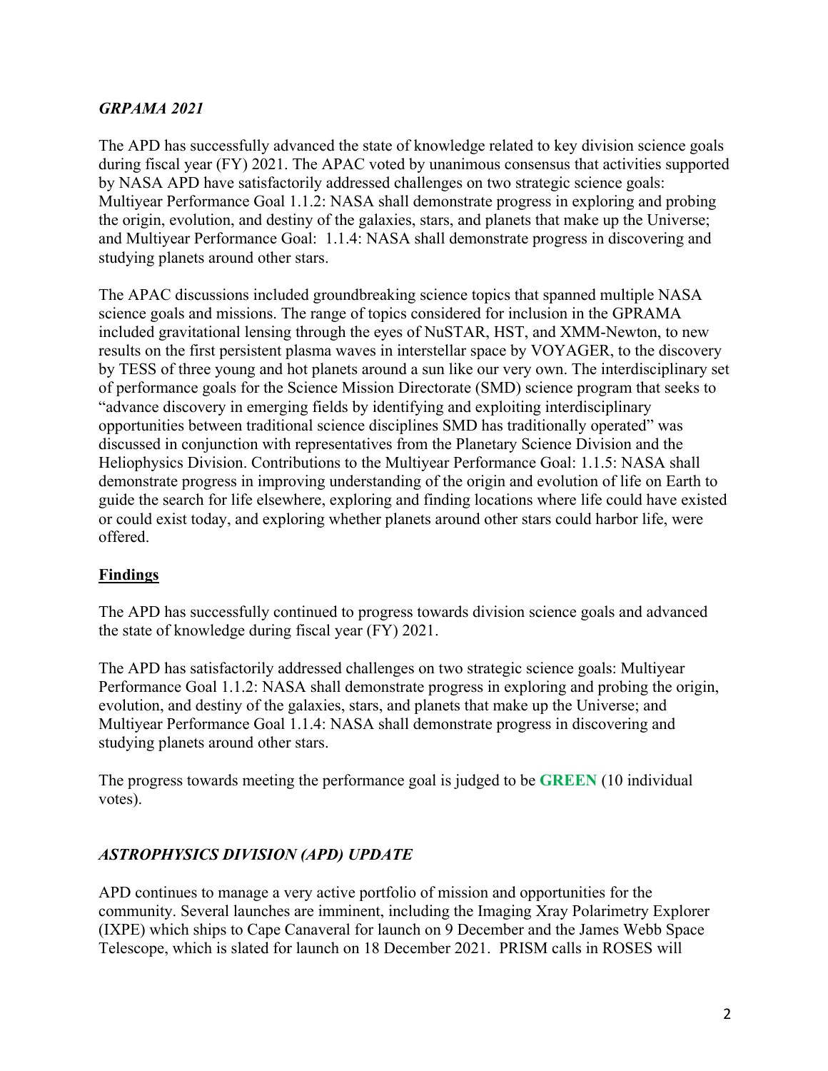### *GRPAMA 2021*

The APD has successfully advanced the state of knowledge related to key division science goals during fiscal year (FY) 2021. The APAC voted by unanimous consensus that activities supported by NASA APD have satisfactorily addressed challenges on two strategic science goals: Multiyear Performance Goal 1.1.2: NASA shall demonstrate progress in exploring and probing the origin, evolution, and destiny of the galaxies, stars, and planets that make up the Universe; and Multiyear Performance Goal:  1.1.4: NASA shall demonstrate progress in discovering and studying planets around other stars.

The APAC discussions included groundbreaking science topics that spanned multiple NASA science goals and missions. The range of topics considered for inclusion in the GPRAMA included gravitational lensing through the eyes of NuSTAR, HST, and XMM-Newton, to new results on the first persistent plasma waves in interstellar space by VOYAGER, to the discovery by TESS of three young and hot planets around a sun like our very own. The interdisciplinary set of performance goals for the Science Mission Directorate (SMD) science program that seeks to "advance discovery in emerging fields by identifying and exploiting interdisciplinary opportunities between traditional science disciplines SMD has traditionally operated" was discussed in conjunction with representatives from the Planetary Science Division and the Heliophysics Division. Contributions to the Multiyear Performance Goal: 1.1.5: NASA shall demonstrate progress in improving understanding of the origin and evolution of life on Earth to guide the search for life elsewhere, exploring and finding locations where life could have existed or could exist today, and exploring whether planets around other stars could harbor life, were offered.

#### **Findings**

The APD has successfully continued to progress towards division science goals and advanced the state of knowledge during fiscal year (FY) 2021.

The APD has satisfactorily addressed challenges on two strategic science goals: Multiyear Performance Goal 1.1.2: NASA shall demonstrate progress in exploring and probing the origin, evolution, and destiny of the galaxies, stars, and planets that make up the Universe; and Multiyear Performance Goal 1.1.4: NASA shall demonstrate progress in discovering and studying planets around other stars.

The progress towards meeting the performance goal is judged to be **GREEN** (10 individual votes).

### *ASTROPHYSICS DIVISION (APD) UPDATE*

APD continues to manage a very active portfolio of mission and opportunities for the community. Several launches are imminent, including the Imaging Xray Polarimetry Explorer (IXPE) which ships to Cape Canaveral for launch on 9 December and the James Webb Space Telescope, which is slated for launch on 18 December 2021.  PRISM calls in ROSES will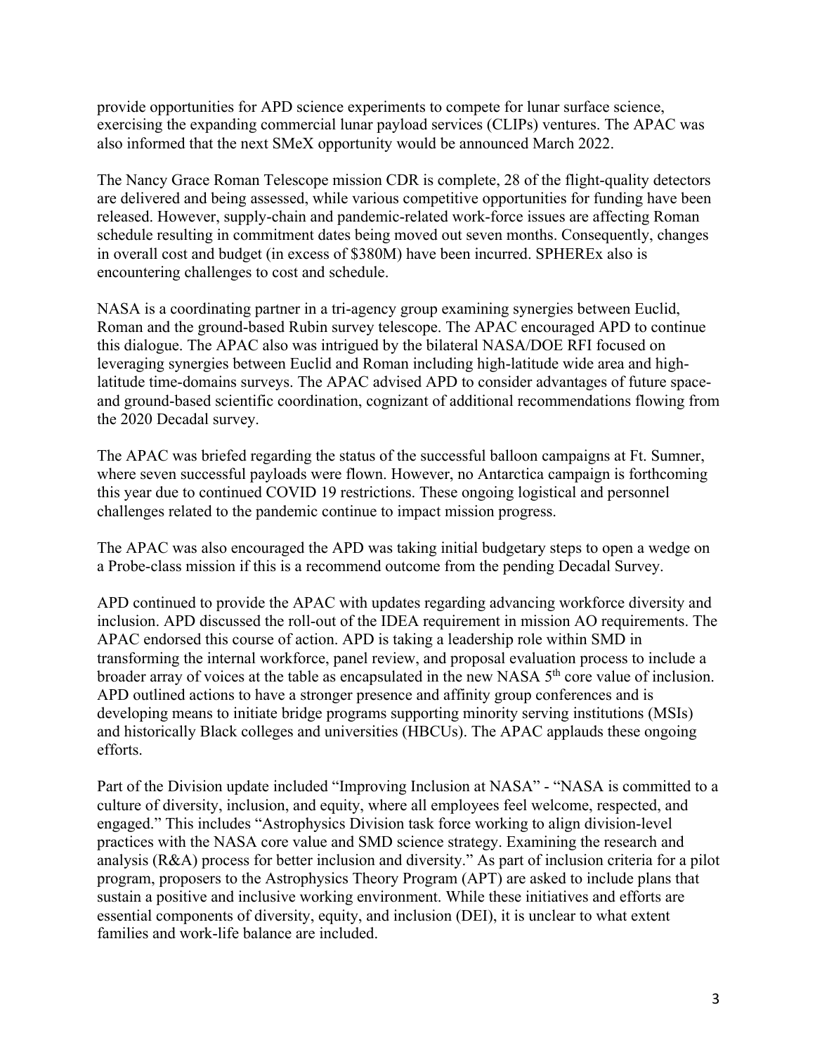provide opportunities for APD science experiments to compete for lunar surface science, exercising the expanding commercial lunar payload services (CLIPs) ventures. The APAC was also informed that the next SMeX opportunity would be announced March 2022.

The Nancy Grace Roman Telescope mission CDR is complete, 28 of the flight-quality detectors are delivered and being assessed, while various competitive opportunities for funding have been released. However, supply-chain and pandemic-related work-force issues are affecting Roman schedule resulting in commitment dates being moved out seven months. Consequently, changes in overall cost and budget (in excess of $380M) have been incurred. SPHEREx also is encountering challenges to cost and schedule.

NASA is a coordinating partner in a tri-agency group examining synergies between Euclid, Roman and the ground-based Rubin survey telescope. The APAC encouraged APD to continue this dialogue. The APAC also was intrigued by the bilateral NASA/DOE RFI focused on leveraging synergies between Euclid and Roman including high-latitude wide area and high-latitude time-domains surveys. The APAC advised APD to consider advantages of future space- and ground-based scientific coordination, cognizant of additional recommendations flowing from the 2020 Decadal survey.

The APAC was briefed regarding the status of the successful balloon campaigns at Ft. Sumner, where seven successful payloads were flown. However, no Antarctica campaign is forthcoming this year due to continued COVID 19 restrictions. These ongoing logistical and personnel challenges related to the pandemic continue to impact mission progress.

The APAC was also encouraged the APD was taking initial budgetary steps to open a wedge on a Probe-class mission if this is a recommend outcome from the pending Decadal Survey.

APD continued to provide the APAC with updates regarding advancing workforce diversity and inclusion. APD discussed the roll-out of the IDEA requirement in mission AO requirements. The APAC endorsed this course of action. APD is taking a leadership role within SMD in transforming the internal workforce, panel review, and proposal evaluation process to include a broader array of voices at the table as encapsulated in the new NASA 5th core value of inclusion. APD outlined actions to have a stronger presence and affinity group conferences and is developing means to initiate bridge programs supporting minority serving institutions (MSIs) and historically Black colleges and universities (HBCUs). The APAC applauds these ongoing efforts.

Part of the Division update included "Improving Inclusion at NASA" - "NASA is committed to a culture of diversity, inclusion, and equity, where all employees feel welcome, respected, and engaged." This includes "Astrophysics Division task force working to align division-level practices with the NASA core value and SMD science strategy. Examining the research and analysis (R&A) process for better inclusion and diversity." As part of inclusion criteria for a pilot program, proposers to the Astrophysics Theory Program (APT) are asked to include plans that sustain a positive and inclusive working environment. While these initiatives and efforts are essential components of diversity, equity, and inclusion (DEI), it is unclear to what extent families and work-life balance are included.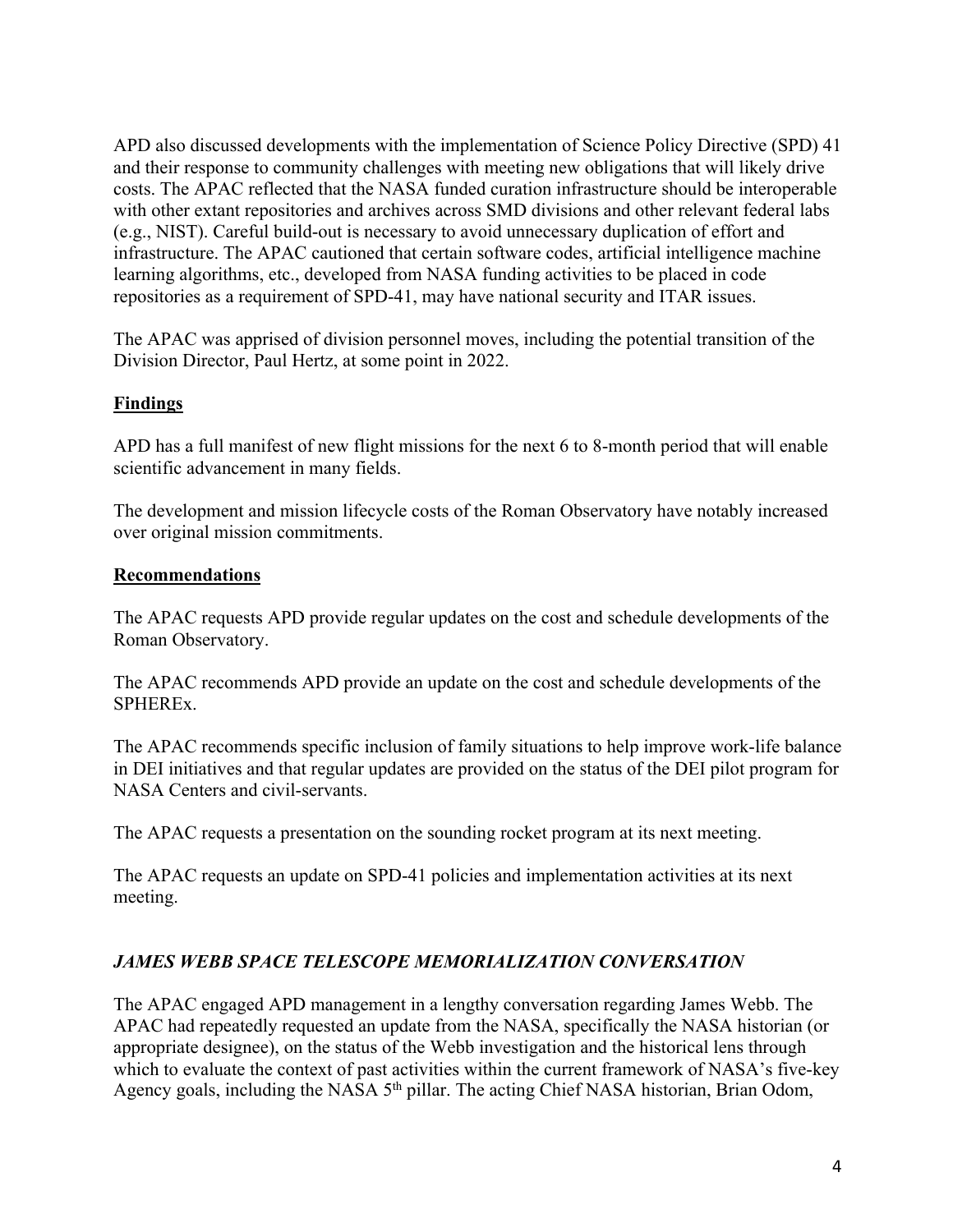APD also discussed developments with the implementation of Science Policy Directive (SPD) 41 and their response to community challenges with meeting new obligations that will likely drive costs. The APAC reflected that the NASA funded curation infrastructure should be interoperable with other extant repositories and archives across SMD divisions and other relevant federal labs (e.g., NIST). Careful build-out is necessary to avoid unnecessary duplication of effort and infrastructure. The APAC cautioned that certain software codes, artificial intelligence machine learning algorithms, etc., developed from NASA funding activities to be placed in code repositories as a requirement of SPD-41, may have national security and ITAR issues.

The APAC was apprised of division personnel moves, including the potential transition of the Division Director, Paul Hertz, at some point in 2022.

## Findings

APD has a full manifest of new flight missions for the next 6 to 8-month period that will enable scientific advancement in many fields.

The development and mission lifecycle costs of the Roman Observatory have notably increased over original mission commitments.

## Recommendations

The APAC requests APD provide regular updates on the cost and schedule developments of the Roman Observatory.

The APAC recommends APD provide an update on the cost and schedule developments of the SPHEREx.

The APAC recommends specific inclusion of family situations to help improve work-life balance in DEI initiatives and that regular updates are provided on the status of the DEI pilot program for NASA Centers and civil-servants.

The APAC requests a presentation on the sounding rocket program at its next meeting.

The APAC requests an update on SPD-41 policies and implementation activities at its next meeting.

## *JAMES WEBB SPACE TELESCOPE MEMORIALIZATION CONVERSATION*

The APAC engaged APD management in a lengthy conversation regarding James Webb. The APAC had repeatedly requested an update from the NASA, specifically the NASA historian (or appropriate designee), on the status of the Webb investigation and the historical lens through which to evaluate the context of past activities within the current framework of NASA's five-key Agency goals, including the NASA 5th pillar. The acting Chief NASA historian, Brian Odom,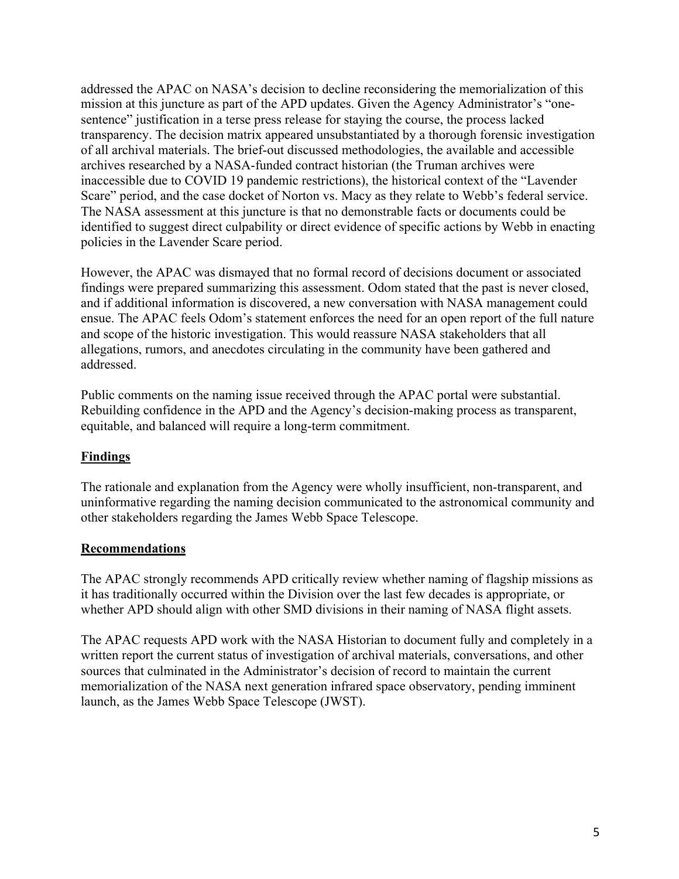addressed the APAC on NASA's decision to decline reconsidering the memorialization of this mission at this juncture as part of the APD updates. Given the Agency Administrator's "one-sentence" justification in a terse press release for staying the course, the process lacked transparency. The decision matrix appeared unsubstantiated by a thorough forensic investigation of all archival materials. The brief-out discussed methodologies, the available and accessible archives researched by a NASA-funded contract historian (the Truman archives were inaccessible due to COVID 19 pandemic restrictions), the historical context of the "Lavender Scare" period, and the case docket of Norton vs. Macy as they relate to Webb's federal service. The NASA assessment at this juncture is that no demonstrable facts or documents could be identified to suggest direct culpability or direct evidence of specific actions by Webb in enacting policies in the Lavender Scare period.

However, the APAC was dismayed that no formal record of decisions document or associated findings were prepared summarizing this assessment. Odom stated that the past is never closed, and if additional information is discovered, a new conversation with NASA management could ensue. The APAC feels Odom's statement enforces the need for an open report of the full nature and scope of the historic investigation. This would reassure NASA stakeholders that all allegations, rumors, and anecdotes circulating in the community have been gathered and addressed.

Public comments on the naming issue received through the APAC portal were substantial. Rebuilding confidence in the APD and the Agency's decision-making process as transparent, equitable, and balanced will require a long-term commitment.

**Findings**

The rationale and explanation from the Agency were wholly insufficient, non-transparent, and uninformative regarding the naming decision communicated to the astronomical community and other stakeholders regarding the James Webb Space Telescope.

**Recommendations**

The APAC strongly recommends APD critically review whether naming of flagship missions as it has traditionally occurred within the Division over the last few decades is appropriate, or whether APD should align with other SMD divisions in their naming of NASA flight assets.

The APAC requests APD work with the NASA Historian to document fully and completely in a written report the current status of investigation of archival materials, conversations, and other sources that culminated in the Administrator's decision of record to maintain the current memorialization of the NASA next generation infrared space observatory, pending imminent launch, as the James Webb Space Telescope (JWST).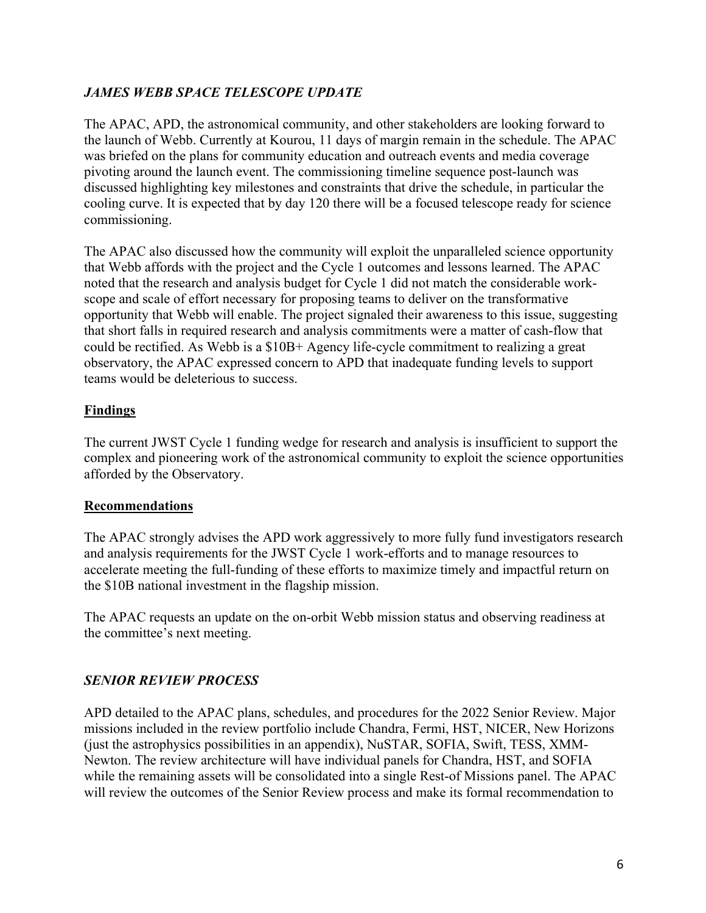### *JAMES WEBB SPACE TELESCOPE UPDATE*

The APAC, APD, the astronomical community, and other stakeholders are looking forward to the launch of Webb. Currently at Kourou, 11 days of margin remain in the schedule. The APAC was briefed on the plans for community education and outreach events and media coverage pivoting around the launch event. The commissioning timeline sequence post-launch was discussed highlighting key milestones and constraints that drive the schedule, in particular the cooling curve. It is expected that by day 120 there will be a focused telescope ready for science commissioning.

The APAC also discussed how the community will exploit the unparalleled science opportunity that Webb affords with the project and the Cycle 1 outcomes and lessons learned. The APAC noted that the research and analysis budget for Cycle 1 did not match the considerable work-scope and scale of effort necessary for proposing teams to deliver on the transformative opportunity that Webb will enable. The project signaled their awareness to this issue, suggesting that short falls in required research and analysis commitments were a matter of cash-flow that could be rectified. As Webb is a $10B+ Agency life-cycle commitment to realizing a great observatory, the APAC expressed concern to APD that inadequate funding levels to support teams would be deleterious to success.

**Findings**

The current JWST Cycle 1 funding wedge for research and analysis is insufficient to support the complex and pioneering work of the astronomical community to exploit the science opportunities afforded by the Observatory.

**Recommendations**

The APAC strongly advises the APD work aggressively to more fully fund investigators research and analysis requirements for the JWST Cycle 1 work-efforts and to manage resources to accelerate meeting the full-funding of these efforts to maximize timely and impactful return on the $10B national investment in the flagship mission.

The APAC requests an update on the on-orbit Webb mission status and observing readiness at the committee's next meeting.

### *SENIOR REVIEW PROCESS*

APD detailed to the APAC plans, schedules, and procedures for the 2022 Senior Review. Major missions included in the review portfolio include Chandra, Fermi, HST, NICER, New Horizons (just the astrophysics possibilities in an appendix), NuSTAR, SOFIA, Swift, TESS, XMM-Newton. The review architecture will have individual panels for Chandra, HST, and SOFIA while the remaining assets will be consolidated into a single Rest-of Missions panel. The APAC will review the outcomes of the Senior Review process and make its formal recommendation to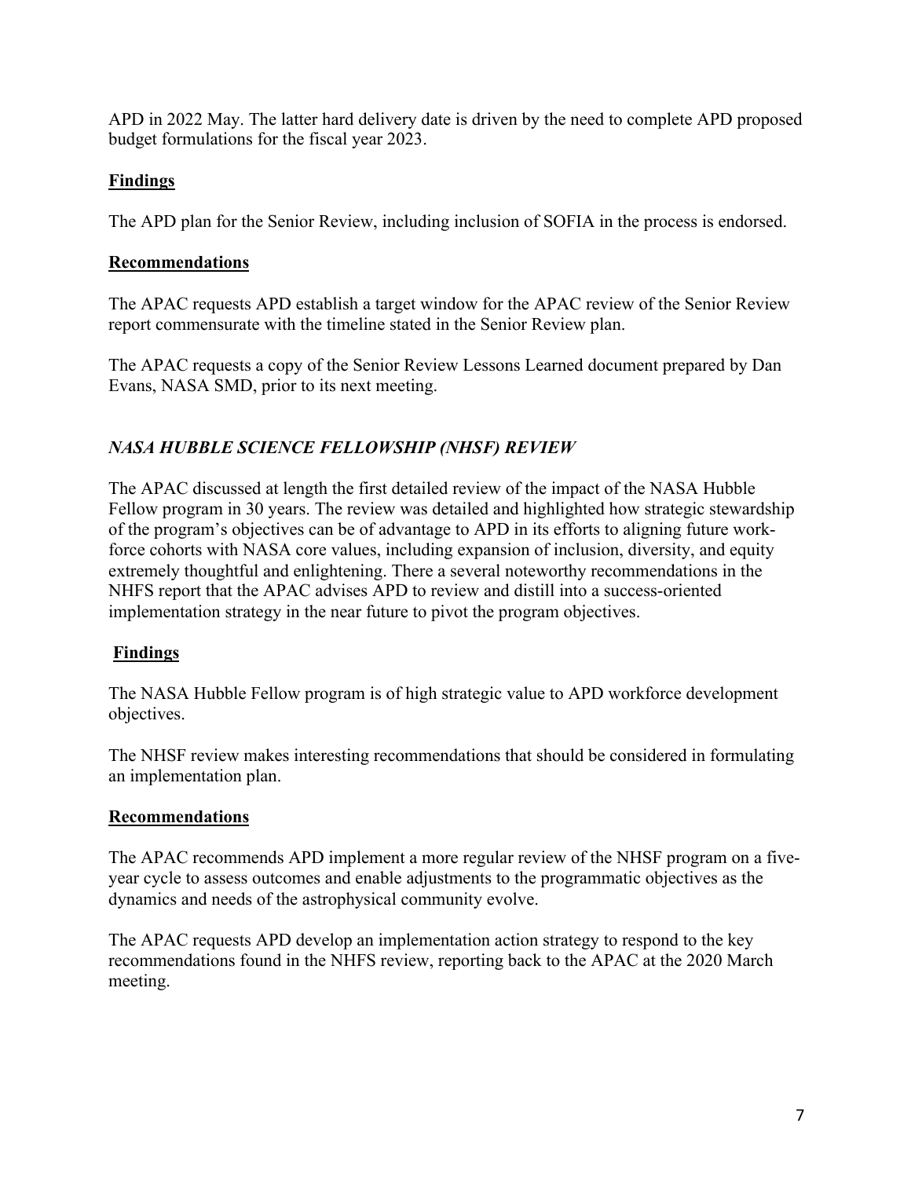APD in 2022 May. The latter hard delivery date is driven by the need to complete APD proposed budget formulations for the fiscal year 2023.

**Findings**

The APD plan for the Senior Review, including inclusion of SOFIA in the process is endorsed.

**Recommendations**

The APAC requests APD establish a target window for the APAC review of the Senior Review report commensurate with the timeline stated in the Senior Review plan.

The APAC requests a copy of the Senior Review Lessons Learned document prepared by Dan Evans, NASA SMD, prior to its next meeting.

### *NASA HUBBLE SCIENCE FELLOWSHIP (NHSF) REVIEW*

The APAC discussed at length the first detailed review of the impact of the NASA Hubble Fellow program in 30 years. The review was detailed and highlighted how strategic stewardship of the program's objectives can be of advantage to APD in its efforts to aligning future work-force cohorts with NASA core values, including expansion of inclusion, diversity, and equity extremely thoughtful and enlightening. There a several noteworthy recommendations in the NHFS report that the APAC advises APD to review and distill into a success-oriented implementation strategy in the near future to pivot the program objectives.

**Findings**

The NASA Hubble Fellow program is of high strategic value to APD workforce development objectives.

The NHSF review makes interesting recommendations that should be considered in formulating an implementation plan.

**Recommendations**

The APAC recommends APD implement a more regular review of the NHSF program on a five-year cycle to assess outcomes and enable adjustments to the programmatic objectives as the dynamics and needs of the astrophysical community evolve.

The APAC requests APD develop an implementation action strategy to respond to the key recommendations found in the NHFS review, reporting back to the APAC at the 2020 March meeting.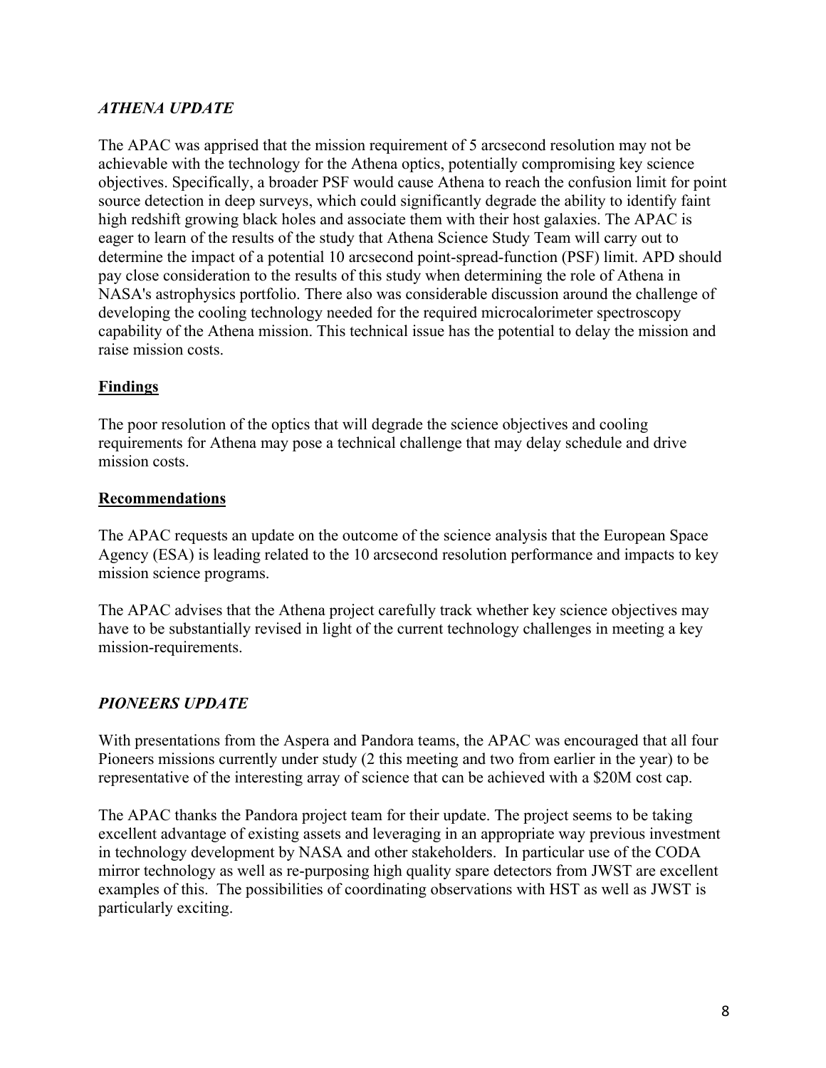### *ATHENA UPDATE*

The APAC was apprised that the mission requirement of 5 arcsecond resolution may not be achievable with the technology for the Athena optics, potentially compromising key science objectives. Specifically, a broader PSF would cause Athena to reach the confusion limit for point source detection in deep surveys, which could significantly degrade the ability to identify faint high redshift growing black holes and associate them with their host galaxies. The APAC is eager to learn of the results of the study that Athena Science Study Team will carry out to determine the impact of a potential 10 arcsecond point-spread-function (PSF) limit. APD should pay close consideration to the results of this study when determining the role of Athena in NASA's astrophysics portfolio. There also was considerable discussion around the challenge of developing the cooling technology needed for the required microcalorimeter spectroscopy capability of the Athena mission. This technical issue has the potential to delay the mission and raise mission costs.

**Findings**

The poor resolution of the optics that will degrade the science objectives and cooling requirements for Athena may pose a technical challenge that may delay schedule and drive mission costs.

**Recommendations**

The APAC requests an update on the outcome of the science analysis that the European Space Agency (ESA) is leading related to the 10 arcsecond resolution performance and impacts to key mission science programs.

The APAC advises that the Athena project carefully track whether key science objectives may have to be substantially revised in light of the current technology challenges in meeting a key mission-requirements.

### *PIONEERS UPDATE*

With presentations from the Aspera and Pandora teams, the APAC was encouraged that all four Pioneers missions currently under study (2 this meeting and two from earlier in the year) to be representative of the interesting array of science that can be achieved with a $20M cost cap.

The APAC thanks the Pandora project team for their update. The project seems to be taking excellent advantage of existing assets and leveraging in an appropriate way previous investment in technology development by NASA and other stakeholders. In particular use of the CODA mirror technology as well as re-purposing high quality spare detectors from JWST are excellent examples of this. The possibilities of coordinating observations with HST as well as JWST is particularly exciting.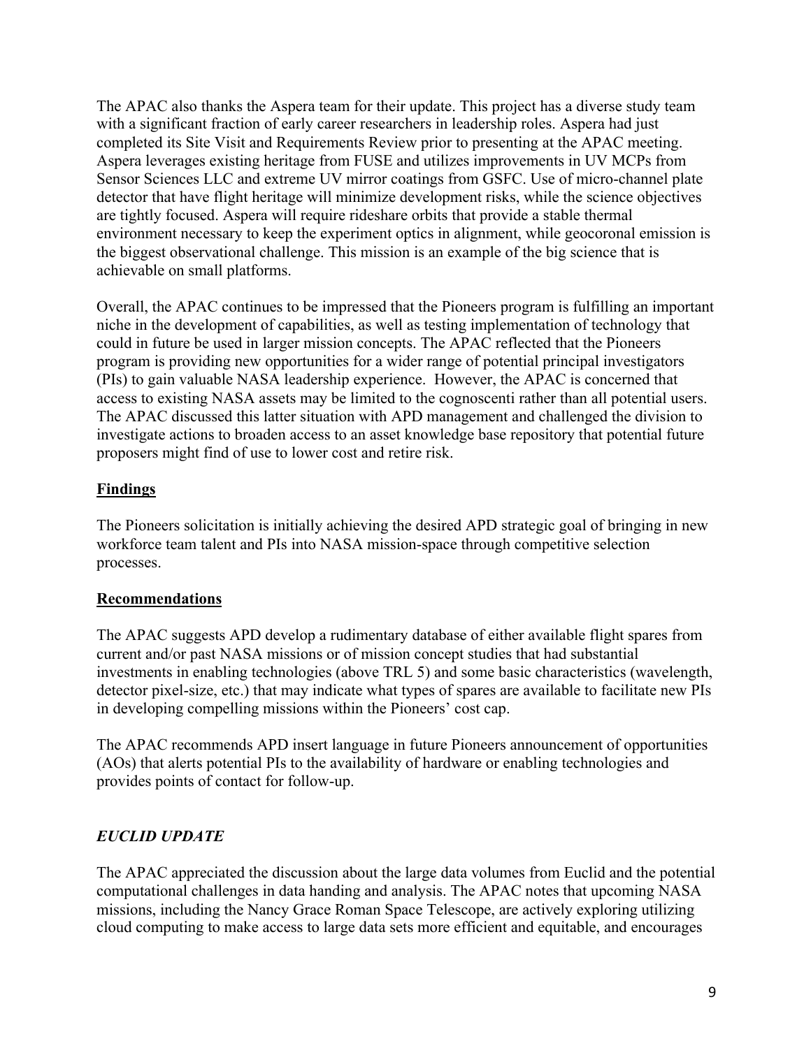The APAC also thanks the Aspera team for their update. This project has a diverse study team with a significant fraction of early career researchers in leadership roles. Aspera had just completed its Site Visit and Requirements Review prior to presenting at the APAC meeting. Aspera leverages existing heritage from FUSE and utilizes improvements in UV MCPs from Sensor Sciences LLC and extreme UV mirror coatings from GSFC. Use of micro-channel plate detector that have flight heritage will minimize development risks, while the science objectives are tightly focused. Aspera will require rideshare orbits that provide a stable thermal environment necessary to keep the experiment optics in alignment, while geocoronal emission is the biggest observational challenge. This mission is an example of the big science that is achievable on small platforms.

Overall, the APAC continues to be impressed that the Pioneers program is fulfilling an important niche in the development of capabilities, as well as testing implementation of technology that could in future be used in larger mission concepts. The APAC reflected that the Pioneers program is providing new opportunities for a wider range of potential principal investigators (PIs) to gain valuable NASA leadership experience. However, the APAC is concerned that access to existing NASA assets may be limited to the cognoscenti rather than all potential users. The APAC discussed this latter situation with APD management and challenged the division to investigate actions to broaden access to an asset knowledge base repository that potential future proposers might find of use to lower cost and retire risk.

**Findings**

The Pioneers solicitation is initially achieving the desired APD strategic goal of bringing in new workforce team talent and PIs into NASA mission-space through competitive selection processes.

**Recommendations**

The APAC suggests APD develop a rudimentary database of either available flight spares from current and/or past NASA missions or of mission concept studies that had substantial investments in enabling technologies (above TRL 5) and some basic characteristics (wavelength, detector pixel-size, etc.) that may indicate what types of spares are available to facilitate new PIs in developing compelling missions within the Pioneers' cost cap.

The APAC recommends APD insert language in future Pioneers announcement of opportunities (AOs) that alerts potential PIs to the availability of hardware or enabling technologies and provides points of contact for follow-up.

### *EUCLID UPDATE*

The APAC appreciated the discussion about the large data volumes from Euclid and the potential computational challenges in data handing and analysis. The APAC notes that upcoming NASA missions, including the Nancy Grace Roman Space Telescope, are actively exploring utilizing cloud computing to make access to large data sets more efficient and equitable, and encourages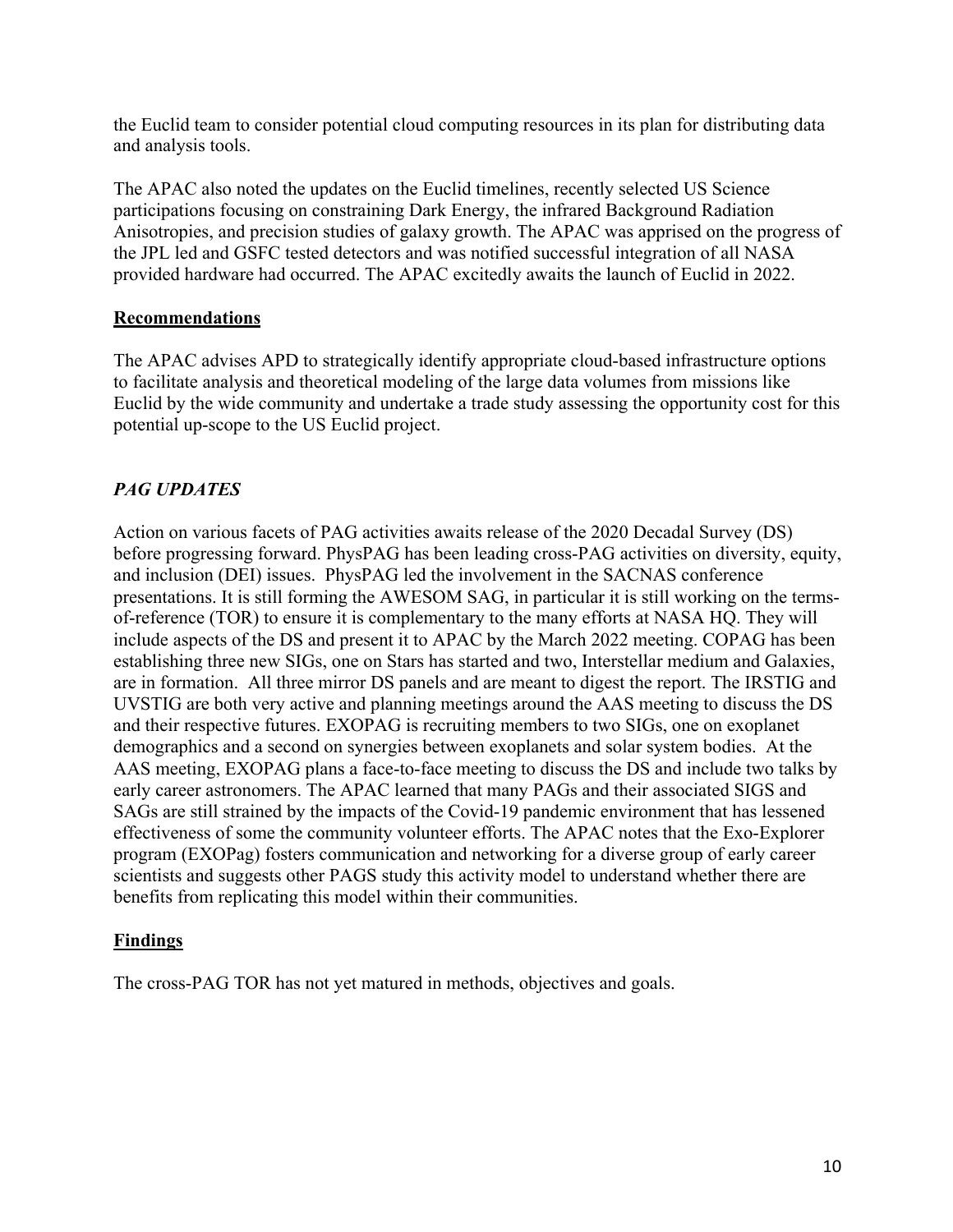the Euclid team to consider potential cloud computing resources in its plan for distributing data and analysis tools.

The APAC also noted the updates on the Euclid timelines, recently selected US Science participations focusing on constraining Dark Energy, the infrared Background Radiation Anisotropies, and precision studies of galaxy growth. The APAC was apprised on the progress of the JPL led and GSFC tested detectors and was notified successful integration of all NASA provided hardware had occurred. The APAC excitedly awaits the launch of Euclid in 2022.

**Recommendations**

The APAC advises APD to strategically identify appropriate cloud-based infrastructure options to facilitate analysis and theoretical modeling of the large data volumes from missions like Euclid by the wide community and undertake a trade study assessing the opportunity cost for this potential up-scope to the US Euclid project.

### *PAG UPDATES*

Action on various facets of PAG activities awaits release of the 2020 Decadal Survey (DS) before progressing forward. PhysPAG has been leading cross-PAG activities on diversity, equity, and inclusion (DEI) issues. PhysPAG led the involvement in the SACNAS conference presentations. It is still forming the AWESOM SAG, in particular it is still working on the terms-of-reference (TOR) to ensure it is complementary to the many efforts at NASA HQ. They will include aspects of the DS and present it to APAC by the March 2022 meeting. COPAG has been establishing three new SIGs, one on Stars has started and two, Interstellar medium and Galaxies, are in formation. All three mirror DS panels and are meant to digest the report. The IRSTIG and UVSTIG are both very active and planning meetings around the AAS meeting to discuss the DS and their respective futures. EXOPAG is recruiting members to two SIGs, one on exoplanet demographics and a second on synergies between exoplanets and solar system bodies. At the AAS meeting, EXOPAG plans a face-to-face meeting to discuss the DS and include two talks by early career astronomers. The APAC learned that many PAGs and their associated SIGS and SAGs are still strained by the impacts of the Covid-19 pandemic environment that has lessened effectiveness of some the community volunteer efforts. The APAC notes that the Exo-Explorer program (EXOPag) fosters communication and networking for a diverse group of early career scientists and suggests other PAGS study this activity model to understand whether there are benefits from replicating this model within their communities.

**Findings**

The cross-PAG TOR has not yet matured in methods, objectives and goals.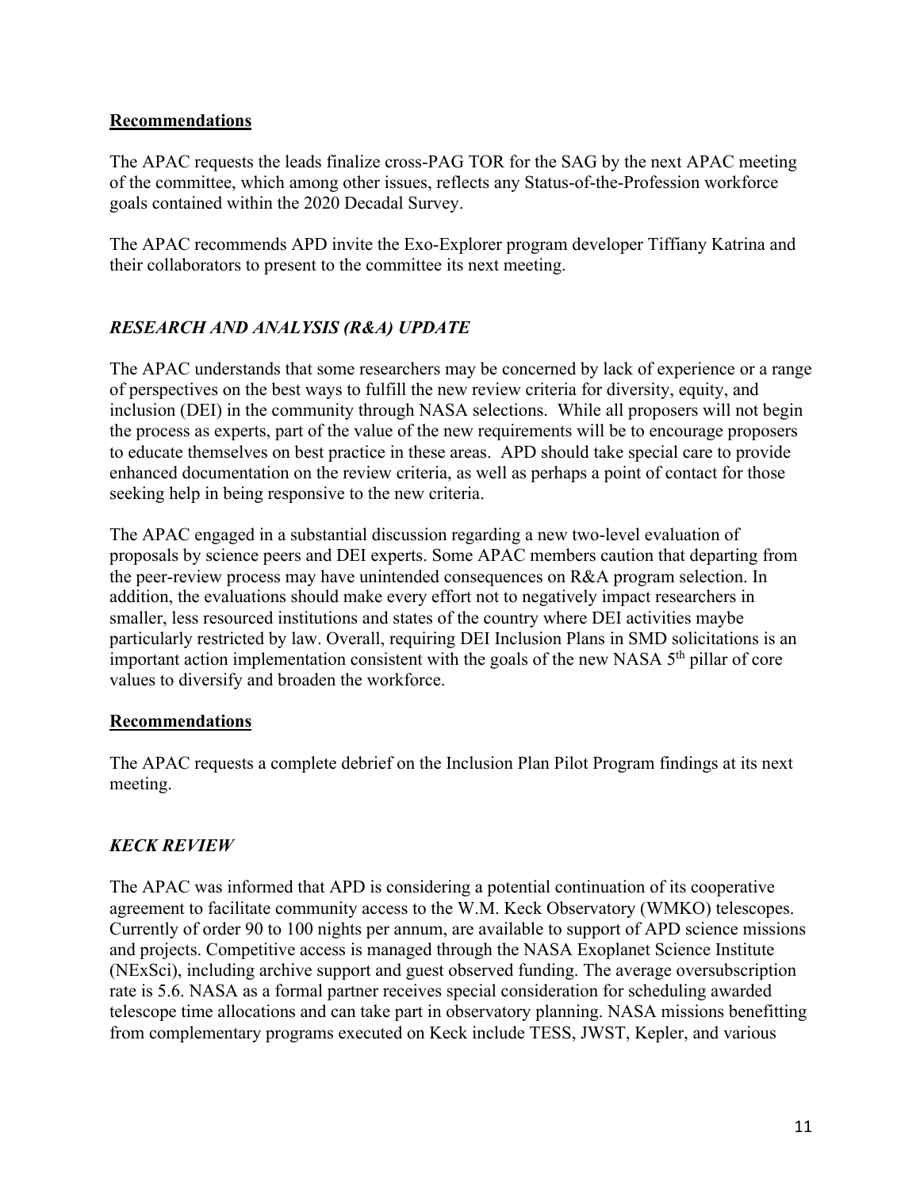**Recommendations**

The APAC requests the leads finalize cross-PAG TOR for the SAG by the next APAC meeting of the committee, which among other issues, reflects any Status-of-the-Profession workforce goals contained within the 2020 Decadal Survey.

The APAC recommends APD invite the Exo-Explorer program developer Tiffiany Katrina and their collaborators to present to the committee its next meeting.

### *RESEARCH AND ANALYSIS (R&A) UPDATE*

The APAC understands that some researchers may be concerned by lack of experience or a range of perspectives on the best ways to fulfill the new review criteria for diversity, equity, and inclusion (DEI) in the community through NASA selections. While all proposers will not begin the process as experts, part of the value of the new requirements will be to encourage proposers to educate themselves on best practice in these areas. APD should take special care to provide enhanced documentation on the review criteria, as well as perhaps a point of contact for those seeking help in being responsive to the new criteria.

The APAC engaged in a substantial discussion regarding a new two-level evaluation of proposals by science peers and DEI experts. Some APAC members caution that departing from the peer-review process may have unintended consequences on R&A program selection. In addition, the evaluations should make every effort not to negatively impact researchers in smaller, less resourced institutions and states of the country where DEI activities maybe particularly restricted by law. Overall, requiring DEI Inclusion Plans in SMD solicitations is an important action implementation consistent with the goals of the new NASA 5th pillar of core values to diversify and broaden the workforce.

**Recommendations**

The APAC requests a complete debrief on the Inclusion Plan Pilot Program findings at its next meeting.

### *KECK REVIEW*

The APAC was informed that APD is considering a potential continuation of its cooperative agreement to facilitate community access to the W.M. Keck Observatory (WMKO) telescopes. Currently of order 90 to 100 nights per annum, are available to support of APD science missions and projects. Competitive access is managed through the NASA Exoplanet Science Institute (NExSci), including archive support and guest observed funding. The average oversubscription rate is 5.6. NASA as a formal partner receives special consideration for scheduling awarded telescope time allocations and can take part in observatory planning. NASA missions benefitting from complementary programs executed on Keck include TESS, JWST, Kepler, and various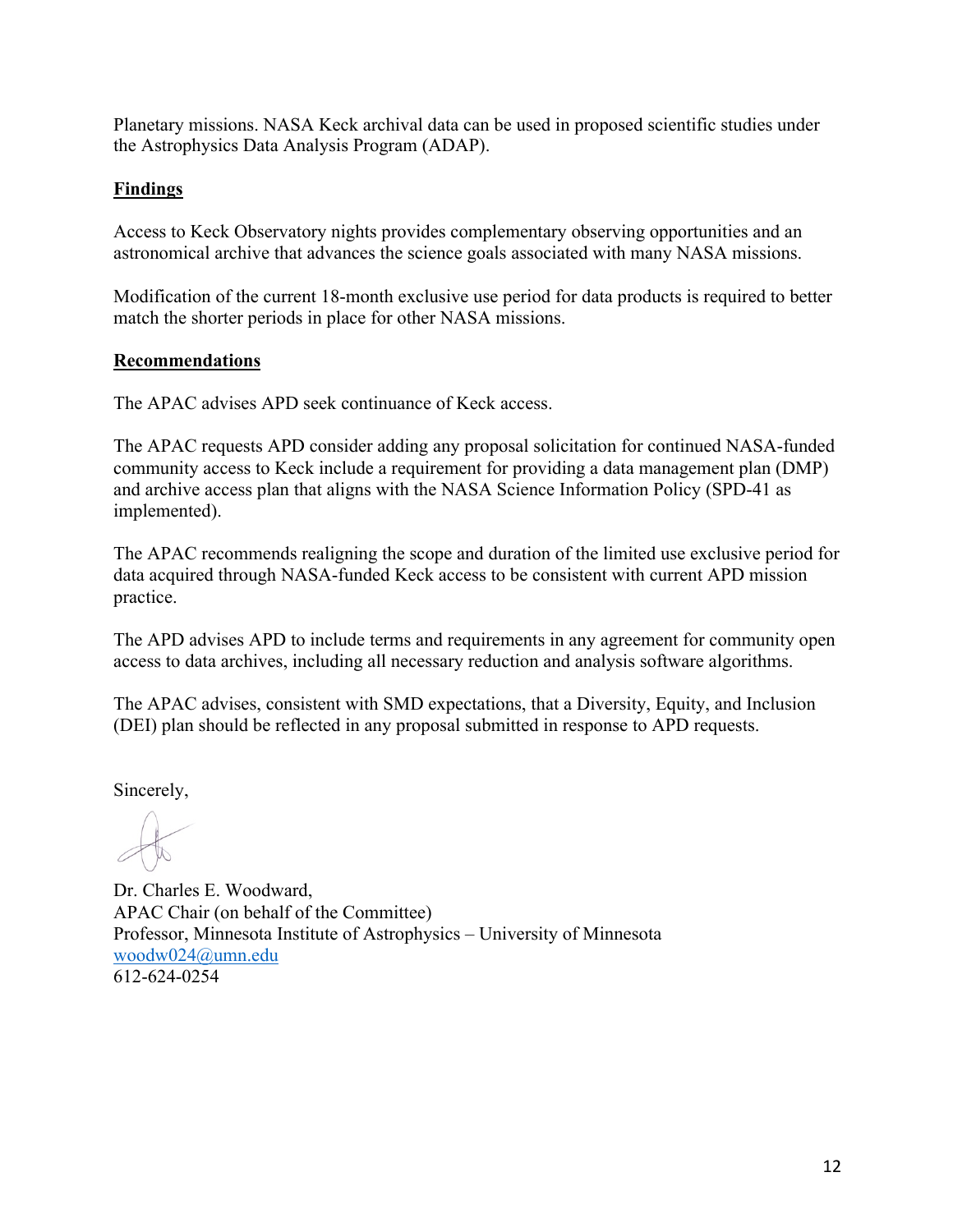Planetary missions. NASA Keck archival data can be used in proposed scientific studies under the Astrophysics Data Analysis Program (ADAP).

**Findings**

Access to Keck Observatory nights provides complementary observing opportunities and an astronomical archive that advances the science goals associated with many NASA missions.

Modification of the current 18-month exclusive use period for data products is required to better match the shorter periods in place for other NASA missions.

**Recommendations**

The APAC advises APD seek continuance of Keck access.

The APAC requests APD consider adding any proposal solicitation for continued NASA-funded community access to Keck include a requirement for providing a data management plan (DMP) and archive access plan that aligns with the NASA Science Information Policy (SPD-41 as implemented).

The APAC recommends realigning the scope and duration of the limited use exclusive period for data acquired through NASA-funded Keck access to be consistent with current APD mission practice.

The APD advises APD to include terms and requirements in any agreement for community open access to data archives, including all necessary reduction and analysis software algorithms.

The APAC advises, consistent with SMD expectations, that a Diversity, Equity, and Inclusion (DEI) plan should be reflected in any proposal submitted in response to APD requests.

Sincerely,

Dr. Charles E. Woodward,
APAC Chair (on behalf of the Committee)
Professor, Minnesota Institute of Astrophysics – University of Minnesota
woodw024@umn.edu
612-624-0254